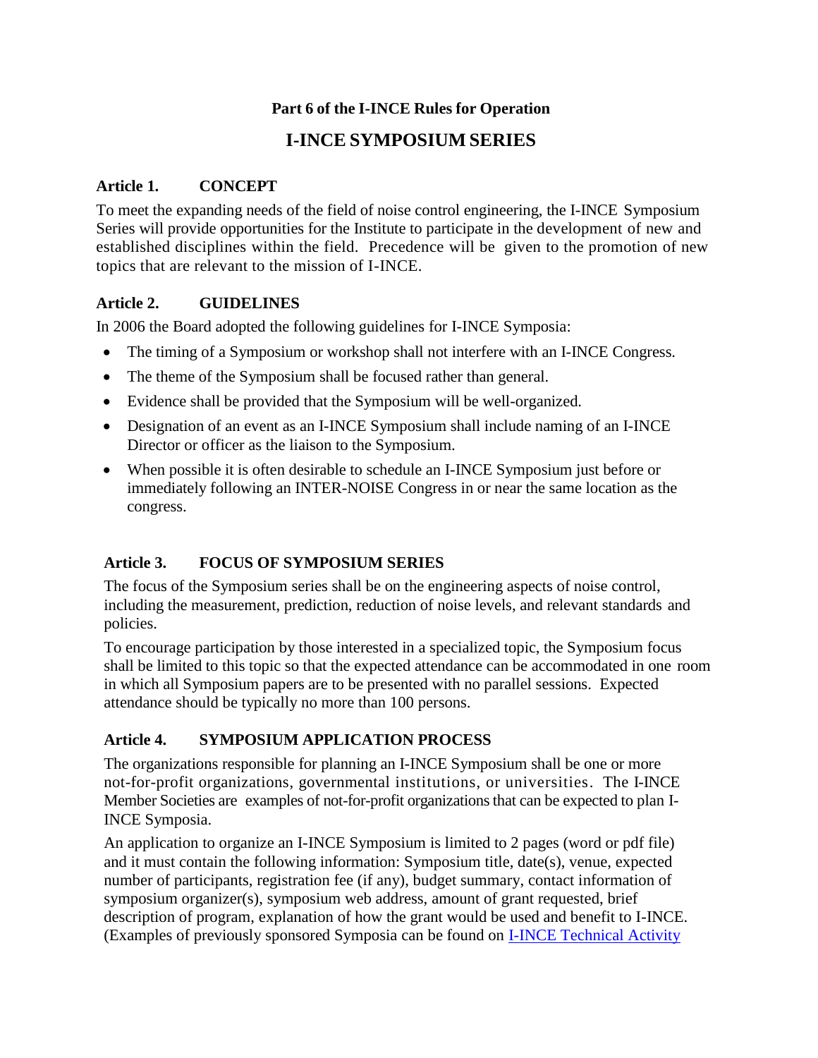**Part 6 of the I-INCE Rules for Operation**

# I-INCE SYMPOSIUM SERIES

## Article 1. CONCEPT

To meet the expanding needs of the field of noise control engineering, the I-INCE Symposium Series will provide opportunities for the Institute to participate in the development of new and established disciplines within the field. Precedence will be given to the promotion of new topics that are relevant to the mission of I-INCE.

## Article 2. GUIDELINES

In 2006 the Board adopted the following guidelines for I-INCE Symposia:

- The timing of a Symposium or workshop shall not interfere with an I-INCE Congress.
- The theme of the Symposium shall be focused rather than general.
- Evidence shall be provided that the Symposium will be well-organized.
- Designation of an event as an I-INCE Symposium shall include naming of an I-INCE Director or officer as the liaison to the Symposium.
- When possible it is often desirable to schedule an I-INCE Symposium just before or immediately following an INTER-NOISE Congress in or near the same location as the congress.

## Article 3. FOCUS OF SYMPOSIUM SERIES

The focus of the Symposium series shall be on the engineering aspects of noise control, including the measurement, prediction, reduction of noise levels, and relevant standards and policies.

To encourage participation by those interested in a specialized topic, the Symposium focus shall be limited to this topic so that the expected attendance can be accommodated in one room in which all Symposium papers are to be presented with no parallel sessions. Expected attendance should be typically no more than 100 persons.

## Article 4. SYMPOSIUM APPLICATION PROCESS

The organizations responsible for planning an I-INCE Symposium shall be one or more not-for-profit organizations, governmental institutions, or universities. The I-INCE Member Societies are examples of not-for-profit organizations that can be expected to plan I-INCE Symposia.

An application to organize an I-INCE Symposium is limited to 2 pages (word or pdf file) and it must contain the following information: Symposium title, date(s), venue, expected number of participants, registration fee (if any), budget summary, contact information of symposium organizer(s), symposium web address, amount of grant requested, brief description of program, explanation of how the grant would be used and benefit to I-INCE. (Examples of previously sponsored Symposia can be found on I-INCE Technical Activity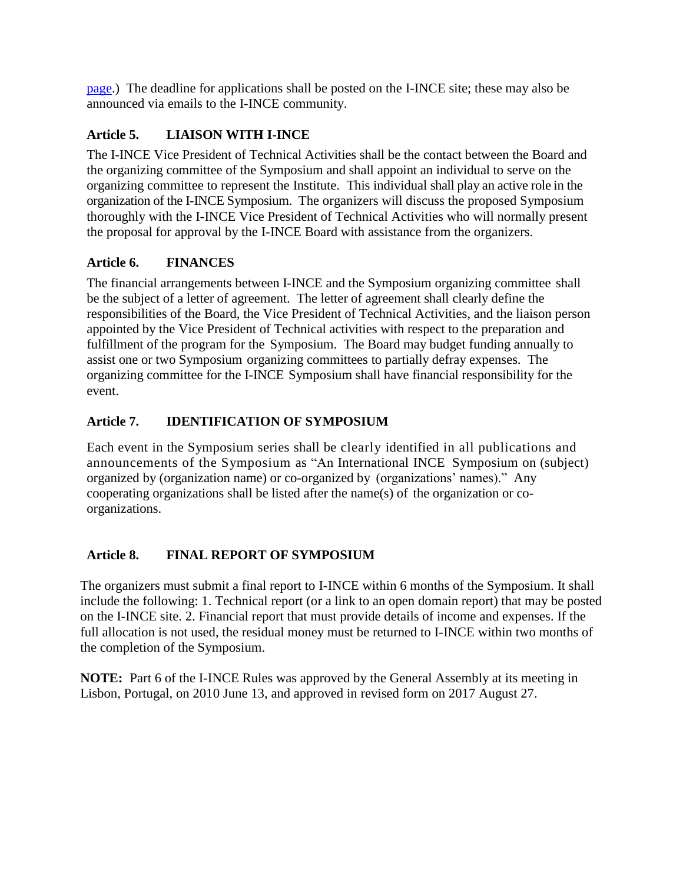page.) The deadline for applications shall be posted on the I-INCE site; these may also be announced via emails to the I-INCE community.

### Article 5. LIAISON WITH I-INCE

The I-INCE Vice President of Technical Activities shall be the contact between the Board and the organizing committee of the Symposium and shall appoint an individual to serve on the organizing committee to represent the Institute. This individual shall play an active role in the organization of the I-INCE Symposium. The organizers will discuss the proposed Symposium thoroughly with the I-INCE Vice President of Technical Activities who will normally present the proposal for approval by the I-INCE Board with assistance from the organizers.

### Article 6. FINANCES

The financial arrangements between I-INCE and the Symposium organizing committee shall be the subject of a letter of agreement. The letter of agreement shall clearly define the responsibilities of the Board, the Vice President of Technical Activities, and the liaison person appointed by the Vice President of Technical activities with respect to the preparation and fulfillment of the program for the Symposium. The Board may budget funding annually to assist one or two Symposium organizing committees to partially defray expenses. The organizing committee for the I-INCE Symposium shall have financial responsibility for the event.

### Article 7. IDENTIFICATION OF SYMPOSIUM

Each event in the Symposium series shall be clearly identified in all publications and announcements of the Symposium as "An International INCE Symposium on (subject) organized by (organization name) or co-organized by (organizations' names)." Any cooperating organizations shall be listed after the name(s) of the organization or co-organizations.

### Article 8. FINAL REPORT OF SYMPOSIUM

The organizers must submit a final report to I-INCE within 6 months of the Symposium. It shall include the following: 1. Technical report (or a link to an open domain report) that may be posted on the I-INCE site. 2. Financial report that must provide details of income and expenses. If the full allocation is not used, the residual money must be returned to I-INCE within two months of the completion of the Symposium.

**NOTE:** Part 6 of the I-INCE Rules was approved by the General Assembly at its meeting in Lisbon, Portugal, on 2010 June 13, and approved in revised form on 2017 August 27.